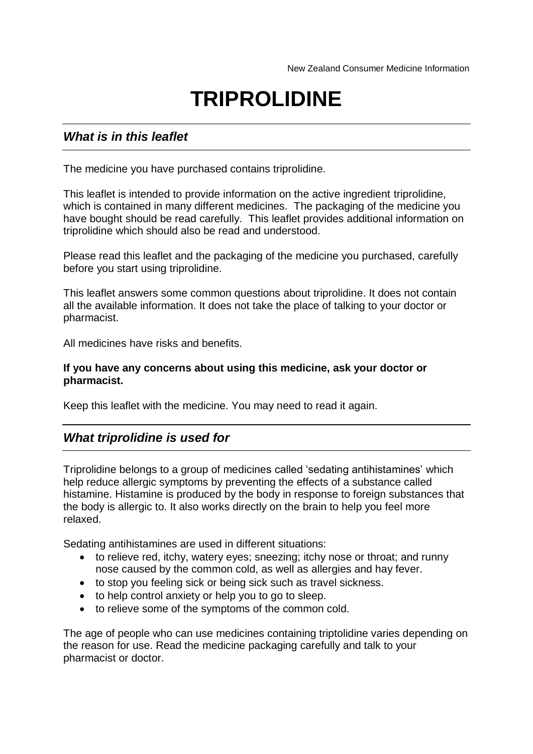New Zealand Consumer Medicine Information

# TRIPROLIDINE

## *What is in this leaflet*

The medicine you have purchased contains triprolidine.

This leaflet is intended to provide information on the active ingredient triprolidine, which is contained in many different medicines. The packaging of the medicine you have bought should be read carefully. This leaflet provides additional information on triprolidine which should also be read and understood.

Please read this leaflet and the packaging of the medicine you purchased, carefully before you start using triprolidine.

This leaflet answers some common questions about triprolidine. It does not contain all the available information. It does not take the place of talking to your doctor or pharmacist.

All medicines have risks and benefits.

**If you have any concerns about using this medicine, ask your doctor or pharmacist.**

Keep this leaflet with the medicine. You may need to read it again.

## *What triprolidine is used for*

Triprolidine belongs to a group of medicines called 'sedating antihistamines' which help reduce allergic symptoms by preventing the effects of a substance called histamine. Histamine is produced by the body in response to foreign substances that the body is allergic to. It also works directly on the brain to help you feel more relaxed.

Sedating antihistamines are used in different situations:

- to relieve red, itchy, watery eyes; sneezing; itchy nose or throat; and runny nose caused by the common cold, as well as allergies and hay fever.
- to stop you feeling sick or being sick such as travel sickness.
- to help control anxiety or help you to go to sleep.
- to relieve some of the symptoms of the common cold.

The age of people who can use medicines containing triptolidine varies depending on the reason for use. Read the medicine packaging carefully and talk to your pharmacist or doctor.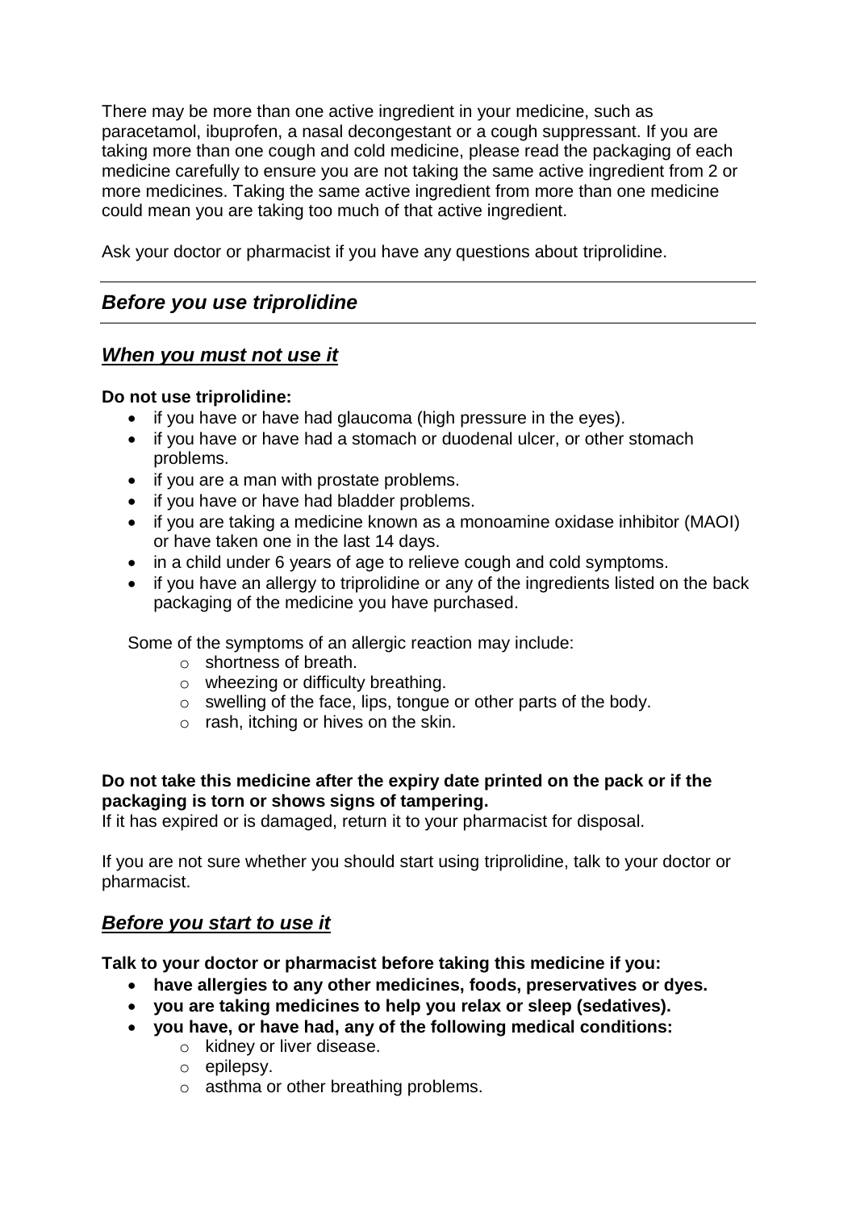There may be more than one active ingredient in your medicine, such as paracetamol, ibuprofen, a nasal decongestant or a cough suppressant. If you are taking more than one cough and cold medicine, please read the packaging of each medicine carefully to ensure you are not taking the same active ingredient from 2 or more medicines. Taking the same active ingredient from more than one medicine could mean you are taking too much of that active ingredient.

Ask your doctor or pharmacist if you have any questions about triprolidine.

## *Before you use triprolidine*

### ***When you must not use it***

**Do not use triprolidine:**

- if you have or have had glaucoma (high pressure in the eyes).
- if you have or have had a stomach or duodenal ulcer, or other stomach problems.
- if you are a man with prostate problems.
- if you have or have had bladder problems.
- if you are taking a medicine known as a monoamine oxidase inhibitor (MAOI) or have taken one in the last 14 days.
- in a child under 6 years of age to relieve cough and cold symptoms.
- if you have an allergy to triprolidine or any of the ingredients listed on the back packaging of the medicine you have purchased.

Some of the symptoms of an allergic reaction may include:

- shortness of breath.
- wheezing or difficulty breathing.
- swelling of the face, lips, tongue or other parts of the body.
- rash, itching or hives on the skin.

**Do not take this medicine after the expiry date printed on the pack or if the packaging is torn or shows signs of tampering.**

If it has expired or is damaged, return it to your pharmacist for disposal.

If you are not sure whether you should start using triprolidine, talk to your doctor or pharmacist.

### ***Before you start to use it***

**Talk to your doctor or pharmacist before taking this medicine if you:**

- **have allergies to any other medicines, foods, preservatives or dyes.**
- **you are taking medicines to help you relax or sleep (sedatives).**
- **you have, or have had, any of the following medical conditions:**
  - kidney or liver disease.
  - epilepsy.
  - asthma or other breathing problems.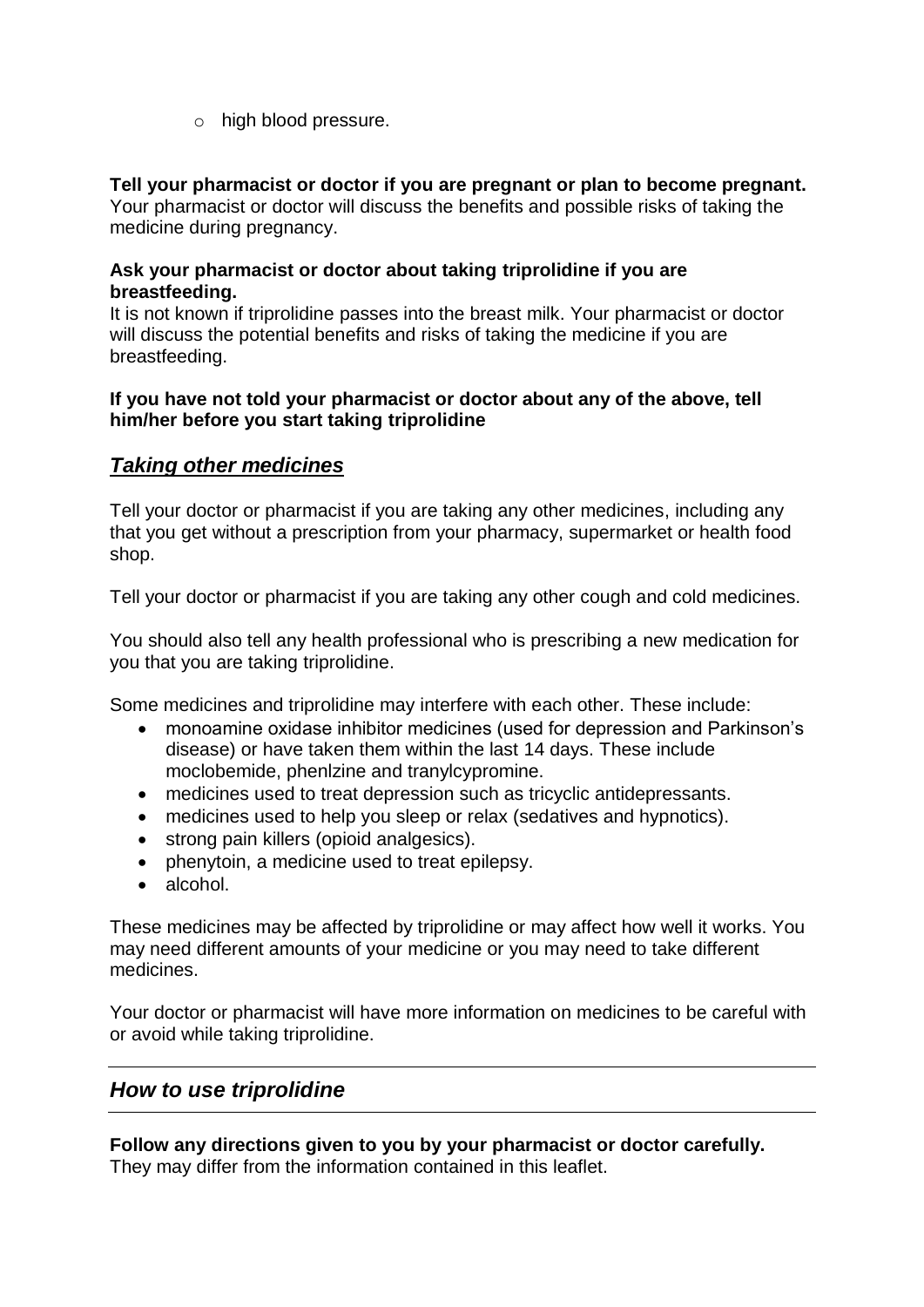- high blood pressure.

**Tell your pharmacist or doctor if you are pregnant or plan to become pregnant.** Your pharmacist or doctor will discuss the benefits and possible risks of taking the medicine during pregnancy.

**Ask your pharmacist or doctor about taking triprolidine if you are breastfeeding.**

It is not known if triprolidine passes into the breast milk. Your pharmacist or doctor will discuss the potential benefits and risks of taking the medicine if you are breastfeeding.

**If you have not told your pharmacist or doctor about any of the above, tell him/her before you start taking triprolidine**

## ***Taking other medicines***

Tell your doctor or pharmacist if you are taking any other medicines, including any that you get without a prescription from your pharmacy, supermarket or health food shop.

Tell your doctor or pharmacist if you are taking any other cough and cold medicines.

You should also tell any health professional who is prescribing a new medication for you that you are taking triprolidine.

Some medicines and triprolidine may interfere with each other. These include:

- monoamine oxidase inhibitor medicines (used for depression and Parkinson's disease) or have taken them within the last 14 days. These include moclobemide, phenlzine and tranylcypromine.
- medicines used to treat depression such as tricyclic antidepressants.
- medicines used to help you sleep or relax (sedatives and hypnotics).
- strong pain killers (opioid analgesics).
- phenytoin, a medicine used to treat epilepsy.
- alcohol.

These medicines may be affected by triprolidine or may affect how well it works. You may need different amounts of your medicine or you may need to take different medicines.

Your doctor or pharmacist will have more information on medicines to be careful with or avoid while taking triprolidine.

## *How to use triprolidine*

**Follow any directions given to you by your pharmacist or doctor carefully.**
They may differ from the information contained in this leaflet.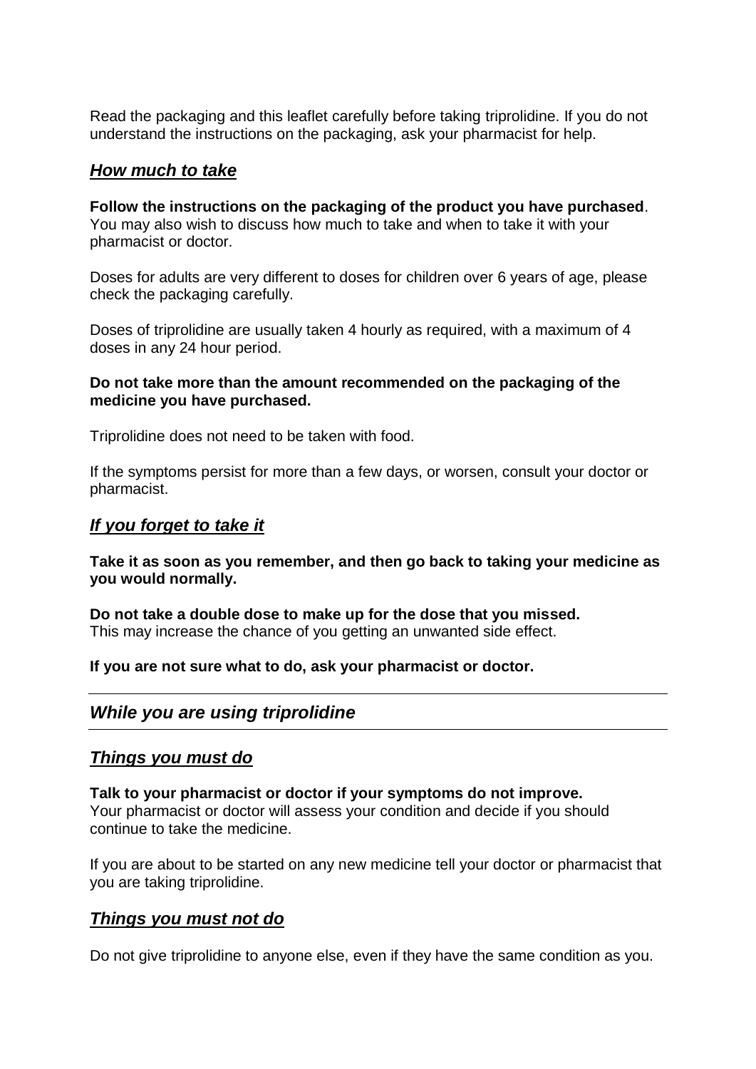Read the packaging and this leaflet carefully before taking triprolidine. If you do not understand the instructions on the packaging, ask your pharmacist for help.

### ***How much to take***

**Follow the instructions on the packaging of the product you have purchased**. You may also wish to discuss how much to take and when to take it with your pharmacist or doctor.

Doses for adults are very different to doses for children over 6 years of age, please check the packaging carefully.

Doses of triprolidine are usually taken 4 hourly as required, with a maximum of 4 doses in any 24 hour period.

**Do not take more than the amount recommended on the packaging of the medicine you have purchased.**

Triprolidine does not need to be taken with food.

If the symptoms persist for more than a few days, or worsen, consult your doctor or pharmacist.

### ***If you forget to take it***

**Take it as soon as you remember, and then go back to taking your medicine as you would normally.**

**Do not take a double dose to make up for the dose that you missed.**
This may increase the chance of you getting an unwanted side effect.

**If you are not sure what to do, ask your pharmacist or doctor.**

---

## *While you are using triprolidine*

---

### ***Things you must do***

**Talk to your pharmacist or doctor if your symptoms do not improve.**
Your pharmacist or doctor will assess your condition and decide if you should continue to take the medicine.

If you are about to be started on any new medicine tell your doctor or pharmacist that you are taking triprolidine.

### ***Things you must not do***

Do not give triprolidine to anyone else, even if they have the same condition as you.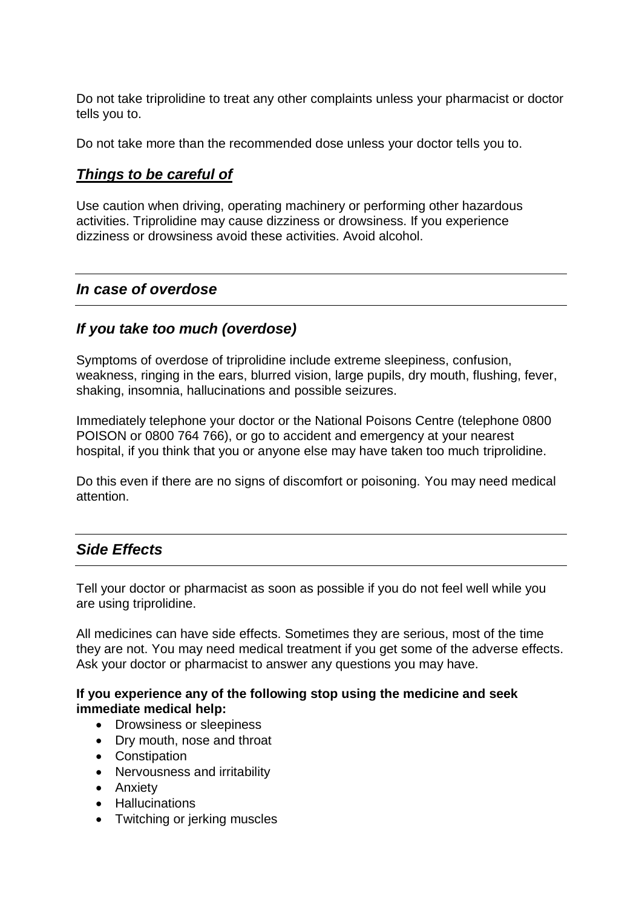Do not take triprolidine to treat any other complaints unless your pharmacist or doctor tells you to.

Do not take more than the recommended dose unless your doctor tells you to.

### ***Things to be careful of***

Use caution when driving, operating machinery or performing other hazardous activities. Triprolidine may cause dizziness or drowsiness. If you experience dizziness or drowsiness avoid these activities. Avoid alcohol.

## *In case of overdose*

### *If you take too much (overdose)*

Symptoms of overdose of triprolidine include extreme sleepiness, confusion, weakness, ringing in the ears, blurred vision, large pupils, dry mouth, flushing, fever, shaking, insomnia, hallucinations and possible seizures.

Immediately telephone your doctor or the National Poisons Centre (telephone 0800 POISON or 0800 764 766), or go to accident and emergency at your nearest hospital, if you think that you or anyone else may have taken too much triprolidine.

Do this even if there are no signs of discomfort or poisoning. You may need medical attention.

## *Side Effects*

Tell your doctor or pharmacist as soon as possible if you do not feel well while you are using triprolidine.

All medicines can have side effects. Sometimes they are serious, most of the time they are not. You may need medical treatment if you get some of the adverse effects. Ask your doctor or pharmacist to answer any questions you may have.

**If you experience any of the following stop using the medicine and seek immediate medical help:**

- Drowsiness or sleepiness
- Dry mouth, nose and throat
- Constipation
- Nervousness and irritability
- Anxiety
- Hallucinations
- Twitching or jerking muscles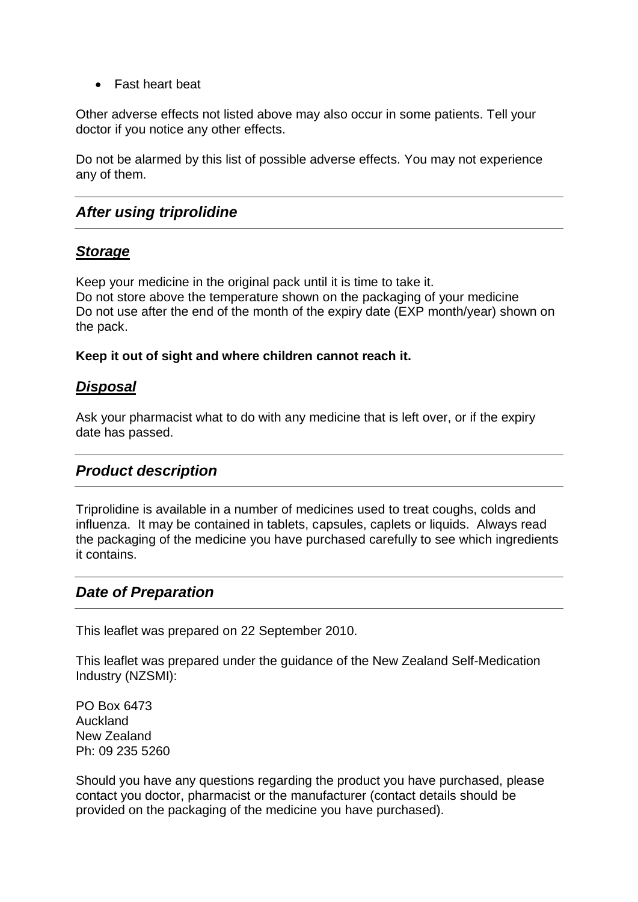- Fast heart beat

Other adverse effects not listed above may also occur in some patients. Tell your doctor if you notice any other effects.

Do not be alarmed by this list of possible adverse effects. You may not experience any of them.

## *After using triprolidine*

### ***Storage***

Keep your medicine in the original pack until it is time to take it.
Do not store above the temperature shown on the packaging of your medicine
Do not use after the end of the month of the expiry date (EXP month/year) shown on the pack.

**Keep it out of sight and where children cannot reach it.**

### ***Disposal***

Ask your pharmacist what to do with any medicine that is left over, or if the expiry date has passed.

## *Product description*

Triprolidine is available in a number of medicines used to treat coughs, colds and influenza. It may be contained in tablets, capsules, caplets or liquids. Always read the packaging of the medicine you have purchased carefully to see which ingredients it contains.

## *Date of Preparation*

This leaflet was prepared on 22 September 2010.

This leaflet was prepared under the guidance of the New Zealand Self-Medication Industry (NZSMI):

PO Box 6473
Auckland
New Zealand
Ph: 09 235 5260

Should you have any questions regarding the product you have purchased, please contact you doctor, pharmacist or the manufacturer (contact details should be provided on the packaging of the medicine you have purchased).